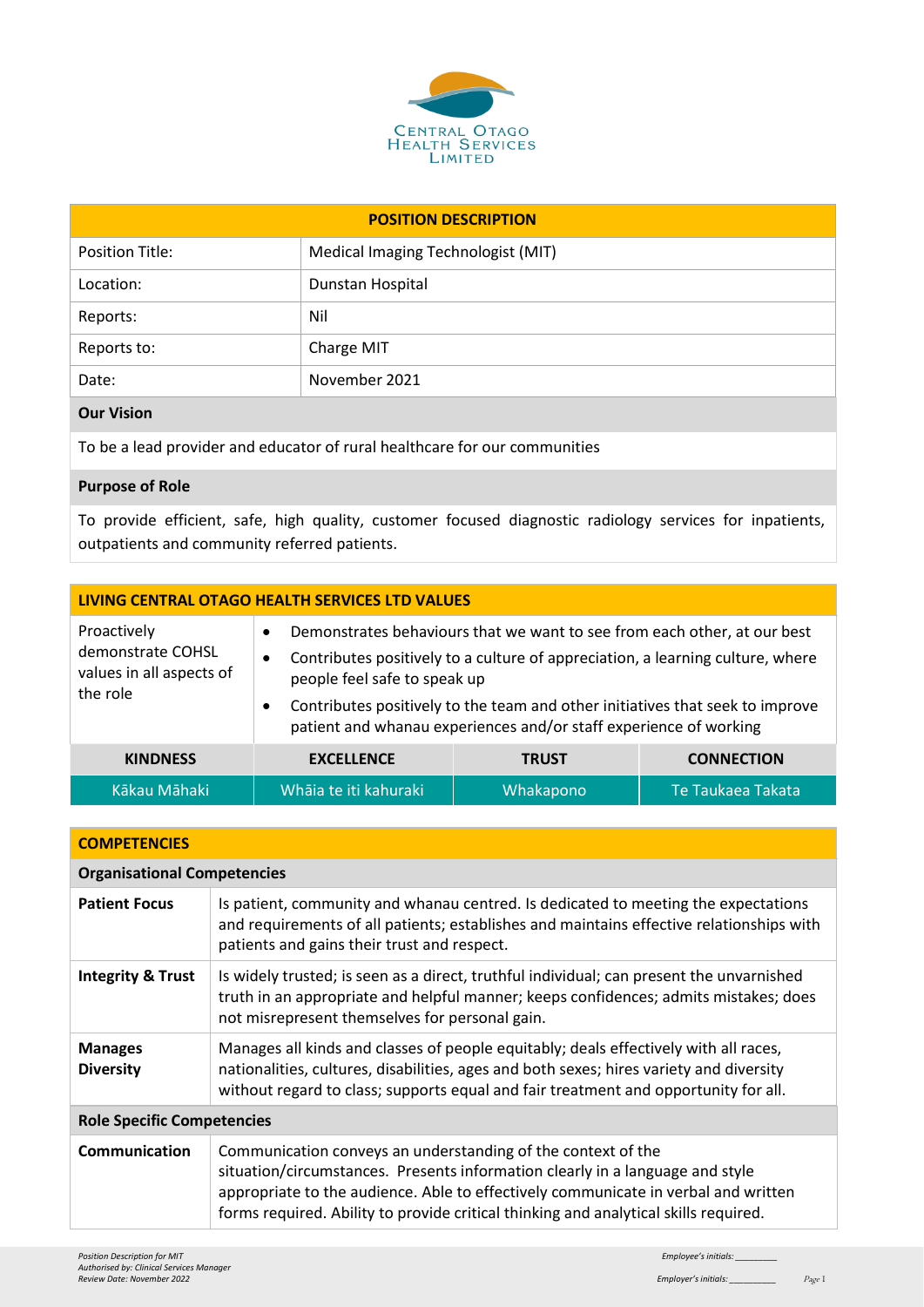CENTRAL OTAGO
HEALTH SERVICES
LIMITED

| POSITION DESCRIPTION | |
|---|---|
| Position Title: | Medical Imaging Technologist (MIT) |
| Location: | Dunstan Hospital |
| Reports: | Nil |
| Reports to: | Charge MIT |
| Date: | November 2021 |

**Our Vision**

To be a lead provider and educator of rural healthcare for our communities

**Purpose of Role**

To provide efficient, safe, high quality, customer focused diagnostic radiology services for inpatients, outpatients and community referred patients.

| LIVING CENTRAL OTAGO HEALTH SERVICES LTD VALUES | | | |
|---|---|---|---|
| Proactively demonstrate COHSL values in all aspects of the role | • Demonstrates behaviours that we want to see from each other, at our best<br>• Contributes positively to a culture of appreciation, a learning culture, where people feel safe to speak up<br>• Contributes positively to the team and other initiatives that seek to improve patient and whanau experiences and/or staff experience of working | | |
| **KINDNESS** | **EXCELLENCE** | **TRUST** | **CONNECTION** |
| Kākau Māhaki | Whāia te iti kahuraki | Whakapono | Te Taukaea Takata |

| COMPETENCIES | |
|---|---|
| **Organisational Competencies** | |
| **Patient Focus** | Is patient, community and whanau centred. Is dedicated to meeting the expectations and requirements of all patients; establishes and maintains effective relationships with patients and gains their trust and respect. |
| **Integrity & Trust** | Is widely trusted; is seen as a direct, truthful individual; can present the unvarnished truth in an appropriate and helpful manner; keeps confidences; admits mistakes; does not misrepresent themselves for personal gain. |
| **Manages Diversity** | Manages all kinds and classes of people equitably; deals effectively with all races, nationalities, cultures, disabilities, ages and both sexes; hires variety and diversity without regard to class; supports equal and fair treatment and opportunity for all. |
| **Role Specific Competencies** | |
| **Communication** | Communication conveys an understanding of the context of the situation/circumstances. Presents information clearly in a language and style appropriate to the audience. Able to effectively communicate in verbal and written forms required. Ability to provide critical thinking and analytical skills required. |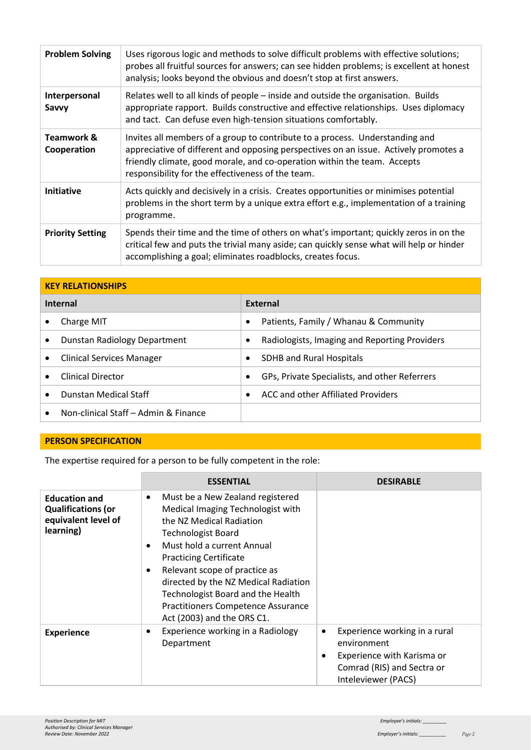| | |
|---|---|
| **Problem Solving** | Uses rigorous logic and methods to solve difficult problems with effective solutions; probes all fruitful sources for answers; can see hidden problems; is excellent at honest analysis; looks beyond the obvious and doesn't stop at first answers. |
| **Interpersonal Savvy** | Relates well to all kinds of people – inside and outside the organisation. Builds appropriate rapport. Builds constructive and effective relationships. Uses diplomacy and tact. Can defuse even high-tension situations comfortably. |
| **Teamwork & Cooperation** | Invites all members of a group to contribute to a process. Understanding and appreciative of different and opposing perspectives on an issue. Actively promotes a friendly climate, good morale, and co-operation within the team. Accepts responsibility for the effectiveness of the team. |
| **Initiative** | Acts quickly and decisively in a crisis. Creates opportunities or minimises potential problems in the short term by a unique extra effort e.g., implementation of a training programme. |
| **Priority Setting** | Spends their time and the time of others on what's important; quickly zeros in on the critical few and puts the trivial many aside; can quickly sense what will help or hinder accomplishing a goal; eliminates roadblocks, creates focus. |

## KEY RELATIONSHIPS

| Internal | External |
|---|---|
| • Charge MIT | • Patients, Family / Whanau & Community |
| • Dunstan Radiology Department | • Radiologists, Imaging and Reporting Providers |
| • Clinical Services Manager | • SDHB and Rural Hospitals |
| • Clinical Director | • GPs, Private Specialists, and other Referrers |
| • Dunstan Medical Staff | • ACC and other Affiliated Providers |
| • Non-clinical Staff – Admin & Finance | |

## PERSON SPECIFICATION

The expertise required for a person to be fully competent in the role:

| | ESSENTIAL | DESIRABLE |
|---|---|---|
| **Education and Qualifications (or equivalent level of learning)** | • Must be a New Zealand registered Medical Imaging Technologist with the NZ Medical Radiation Technologist Board<br>• Must hold a current Annual Practicing Certificate<br>• Relevant scope of practice as directed by the NZ Medical Radiation Technologist Board and the Health Practitioners Competence Assurance Act (2003) and the ORS C1. | |
| **Experience** | • Experience working in a Radiology Department | • Experience working in a rural environment<br>• Experience with Karisma or Comrad (RIS) and Sectra or Inteleviewer (PACS) |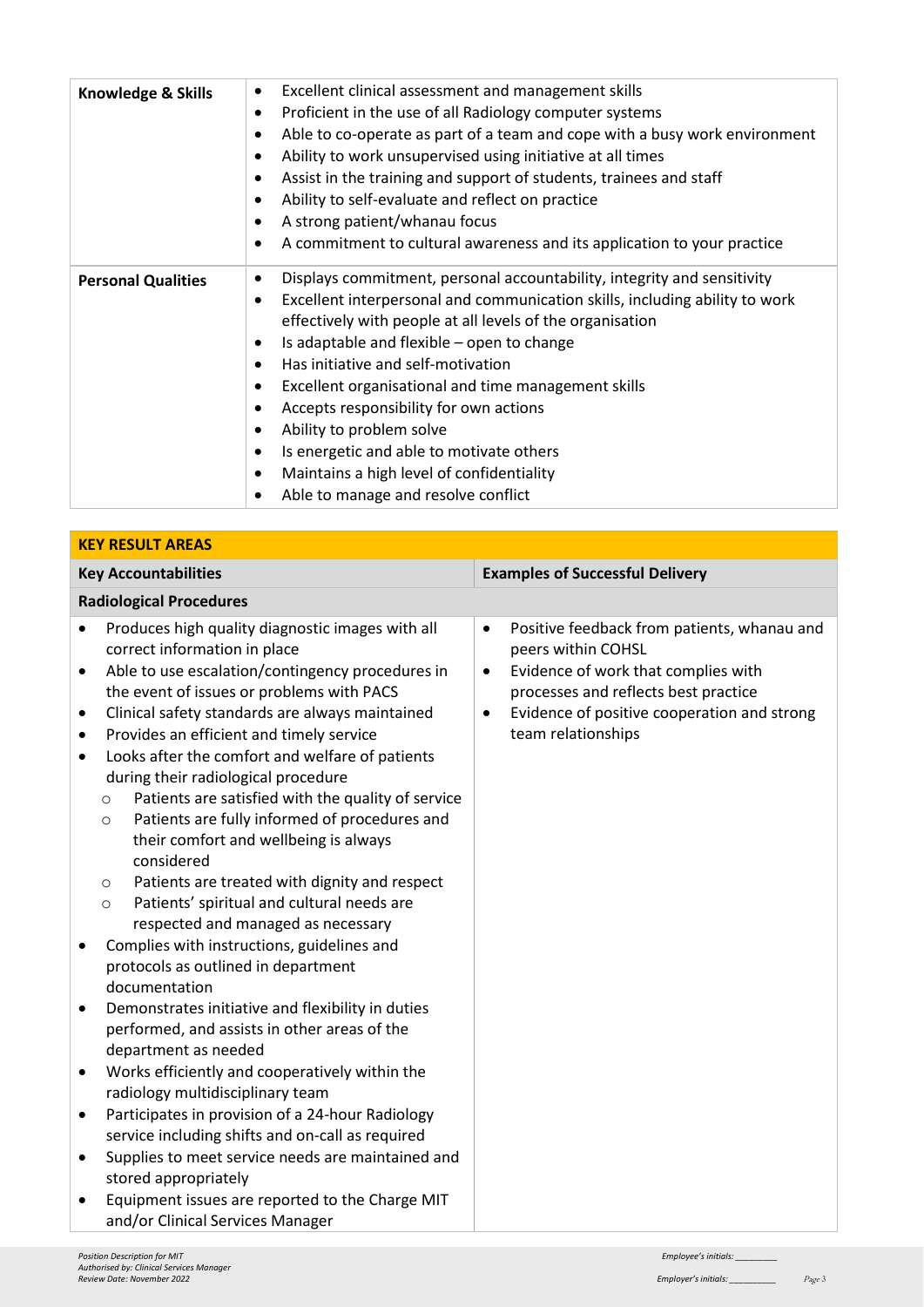| | |
|---|---|
| **Knowledge & Skills** | • Excellent clinical assessment and management skills<br>• Proficient in the use of all Radiology computer systems<br>• Able to co-operate as part of a team and cope with a busy work environment<br>• Ability to work unsupervised using initiative at all times<br>• Assist in the training and support of students, trainees and staff<br>• Ability to self-evaluate and reflect on practice<br>• A strong patient/whanau focus<br>• A commitment to cultural awareness and its application to your practice |
| **Personal Qualities** | • Displays commitment, personal accountability, integrity and sensitivity<br>• Excellent interpersonal and communication skills, including ability to work effectively with people at all levels of the organisation<br>• Is adaptable and flexible – open to change<br>• Has initiative and self-motivation<br>• Excellent organisational and time management skills<br>• Accepts responsibility for own actions<br>• Ability to problem solve<br>• Is energetic and able to motivate others<br>• Maintains a high level of confidentiality<br>• Able to manage and resolve conflict |

## KEY RESULT AREAS

| Key Accountabilities | Examples of Successful Delivery |
|---|---|
| **Radiological Procedures** | |
| • Produces high quality diagnostic images with all correct information in place<br>• Able to use escalation/contingency procedures in the event of issues or problems with PACS<br>• Clinical safety standards are always maintained<br>• Provides an efficient and timely service<br>• Looks after the comfort and welfare of patients during their radiological procedure<br>&nbsp;&nbsp;&nbsp;&nbsp;○ Patients are satisfied with the quality of service<br>&nbsp;&nbsp;&nbsp;&nbsp;○ Patients are fully informed of procedures and their comfort and wellbeing is always considered<br>&nbsp;&nbsp;&nbsp;&nbsp;○ Patients are treated with dignity and respect<br>&nbsp;&nbsp;&nbsp;&nbsp;○ Patients' spiritual and cultural needs are respected and managed as necessary<br>• Complies with instructions, guidelines and protocols as outlined in department documentation<br>• Demonstrates initiative and flexibility in duties performed, and assists in other areas of the department as needed<br>• Works efficiently and cooperatively within the radiology multidisciplinary team<br>• Participates in provision of a 24-hour Radiology service including shifts and on-call as required<br>• Supplies to meet service needs are maintained and stored appropriately<br>• Equipment issues are reported to the Charge MIT and/or Clinical Services Manager | • Positive feedback from patients, whanau and peers within COHSL<br>• Evidence of work that complies with processes and reflects best practice<br>• Evidence of positive cooperation and strong team relationships |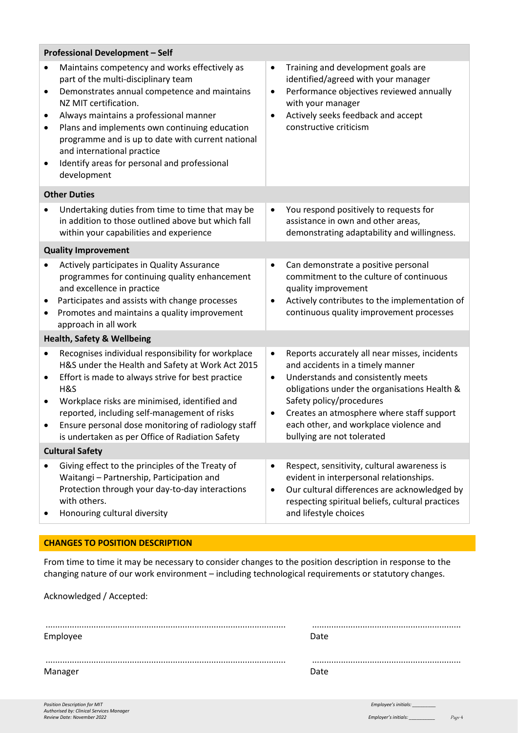| | |
|---|---|
| **Professional Development – Self** | |
| • Maintains competency and works effectively as part of the multi-disciplinary team<br>• Demonstrates annual competence and maintains NZ MIT certification.<br>• Always maintains a professional manner<br>• Plans and implements own continuing education programme and is up to date with current national and international practice<br>• Identify areas for personal and professional development | • Training and development goals are identified/agreed with your manager<br>• Performance objectives reviewed annually with your manager<br>• Actively seeks feedback and accept constructive criticism |
| **Other Duties** | |
| • Undertaking duties from time to time that may be in addition to those outlined above but which fall within your capabilities and experience | • You respond positively to requests for assistance in own and other areas, demonstrating adaptability and willingness. |
| **Quality Improvement** | |
| • Actively participates in Quality Assurance programmes for continuing quality enhancement and excellence in practice<br>• Participates and assists with change processes<br>• Promotes and maintains a quality improvement approach in all work | • Can demonstrate a positive personal commitment to the culture of continuous quality improvement<br>• Actively contributes to the implementation of continuous quality improvement processes |
| **Health, Safety & Wellbeing** | |
| • Recognises individual responsibility for workplace H&S under the Health and Safety at Work Act 2015<br>• Effort is made to always strive for best practice H&S<br>• Workplace risks are minimised, identified and reported, including self-management of risks<br>• Ensure personal dose monitoring of radiology staff is undertaken as per Office of Radiation Safety | • Reports accurately all near misses, incidents and accidents in a timely manner<br>• Understands and consistently meets obligations under the organisations Health & Safety policy/procedures<br>• Creates an atmosphere where staff support each other, and workplace violence and bullying are not tolerated |
| **Cultural Safety** | |
| • Giving effect to the principles of the Treaty of Waitangi – Partnership, Participation and Protection through your day-to-day interactions with others.<br>• Honouring cultural diversity | • Respect, sensitivity, cultural awareness is evident in interpersonal relationships.<br>• Our cultural differences are acknowledged by respecting spiritual beliefs, cultural practices and lifestyle choices |

## CHANGES TO POSITION DESCRIPTION

From time to time it may be necessary to consider changes to the position description in response to the changing nature of our work environment – including technological requirements or statutory changes.

Acknowledged / Accepted:

.................................................................................................. ..............................................................

Employee Date

.................................................................................................. ..............................................................

Manager Date

*Position Description for MIT*
*Authorised by: Clinical Services Manager*
*Review Date: November 2022*

*Employee's initials: ________*
*Employer's initials: ________*